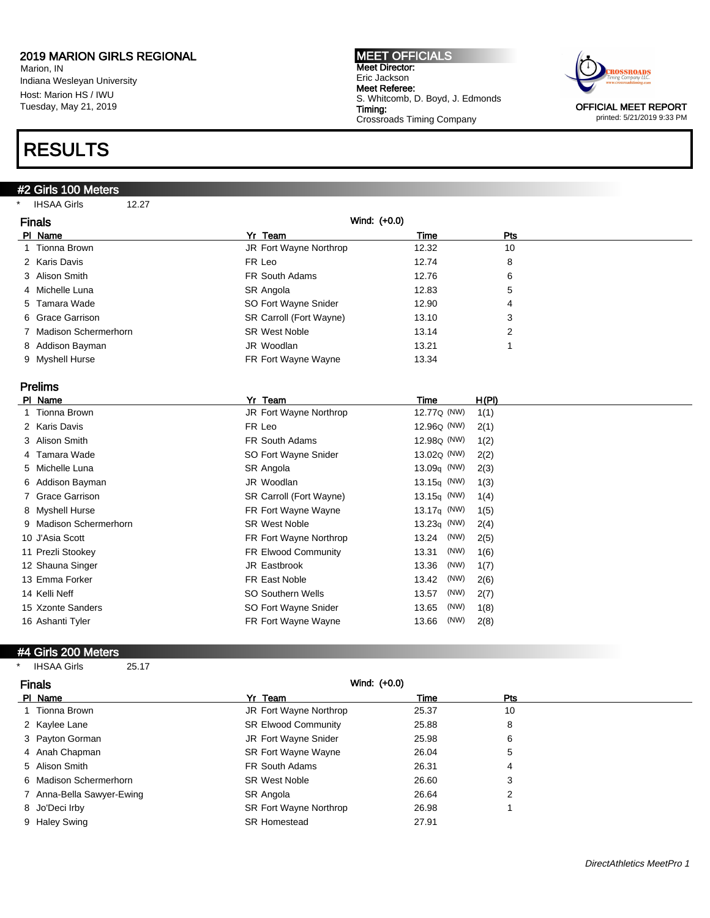# 2019 MARION GIRLS REGIONAL

Marion, IN
Indiana Wesleyan University
Host: Marion HS / IWU
Tuesday, May 21, 2019

**MEET OFFICIALS**
**Meet Director:**
Eric Jackson
**Meet Referee:**
S. Whitcomb, D. Boyd, J. Edmonds
**Timing:**
Crossroads Timing Company

OFFICIAL MEET REPORT
printed: 5/21/2019 9:33 PM

# RESULTS

## #2 Girls 100 Meters

\* IHSAA Girls 12.27

### Finals

Wind: (+0.0)

| Pl | Name | Yr | Team | Time | Pts |
|---|---|---|---|---|---|
| 1 | Tionna Brown | JR | Fort Wayne Northrop | 12.32 | 10 |
| 2 | Karis Davis | FR | Leo | 12.74 | 8 |
| 3 | Alison Smith | FR | South Adams | 12.76 | 6 |
| 4 | Michelle Luna | SR | Angola | 12.83 | 5 |
| 5 | Tamara Wade | SO | Fort Wayne Snider | 12.90 | 4 |
| 6 | Grace Garrison | SR | Carroll (Fort Wayne) | 13.10 | 3 |
| 7 | Madison Schermerhorn | SR | West Noble | 13.14 | 2 |
| 8 | Addison Bayman | JR | Woodlan | 13.21 | 1 |
| 9 | Myshell Hurse | FR | Fort Wayne Wayne | 13.34 | |

### Prelims

| Pl | Name | Yr | Team | Time | H(Pl) |
|---|---|---|---|---|---|
| 1 | Tionna Brown | JR | Fort Wayne Northrop | 12.77Q (NW) | 1(1) |
| 2 | Karis Davis | FR | Leo | 12.96Q (NW) | 2(1) |
| 3 | Alison Smith | FR | South Adams | 12.98Q (NW) | 1(2) |
| 4 | Tamara Wade | SO | Fort Wayne Snider | 13.02Q (NW) | 2(2) |
| 5 | Michelle Luna | SR | Angola | 13.09q (NW) | 2(3) |
| 6 | Addison Bayman | JR | Woodlan | 13.15q (NW) | 1(3) |
| 7 | Grace Garrison | SR | Carroll (Fort Wayne) | 13.15q (NW) | 1(4) |
| 8 | Myshell Hurse | FR | Fort Wayne Wayne | 13.17q (NW) | 1(5) |
| 9 | Madison Schermerhorn | SR | West Noble | 13.23q (NW) | 2(4) |
| 10 | J'Asia Scott | FR | Fort Wayne Northrop | 13.24 (NW) | 2(5) |
| 11 | Prezli Stookey | FR | Elwood Community | 13.31 (NW) | 1(6) |
| 12 | Shauna Singer | JR | Eastbrook | 13.36 (NW) | 1(7) |
| 13 | Emma Forker | FR | East Noble | 13.42 (NW) | 2(6) |
| 14 | Kelli Neff | SO | Southern Wells | 13.57 (NW) | 2(7) |
| 15 | Xzonte Sanders | SO | Fort Wayne Snider | 13.65 (NW) | 1(8) |
| 16 | Ashanti Tyler | FR | Fort Wayne Wayne | 13.66 (NW) | 2(8) |

## #4 Girls 200 Meters

\* IHSAA Girls 25.17

### Finals

Wind: (+0.0)

| Pl | Name | Yr | Team | Time | Pts |
|---|---|---|---|---|---|
| 1 | Tionna Brown | JR | Fort Wayne Northrop | 25.37 | 10 |
| 2 | Kaylee Lane | SR | Elwood Community | 25.88 | 8 |
| 3 | Payton Gorman | JR | Fort Wayne Snider | 25.98 | 6 |
| 4 | Anah Chapman | SR | Fort Wayne Wayne | 26.04 | 5 |
| 5 | Alison Smith | FR | South Adams | 26.31 | 4 |
| 6 | Madison Schermerhorn | SR | West Noble | 26.60 | 3 |
| 7 | Anna-Bella Sawyer-Ewing | SR | Angola | 26.64 | 2 |
| 8 | Jo'Deci Irby | SR | Fort Wayne Northrop | 26.98 | 1 |
| 9 | Haley Swing | SR | Homestead | 27.91 | |

*DirectAthletics MeetPro 1*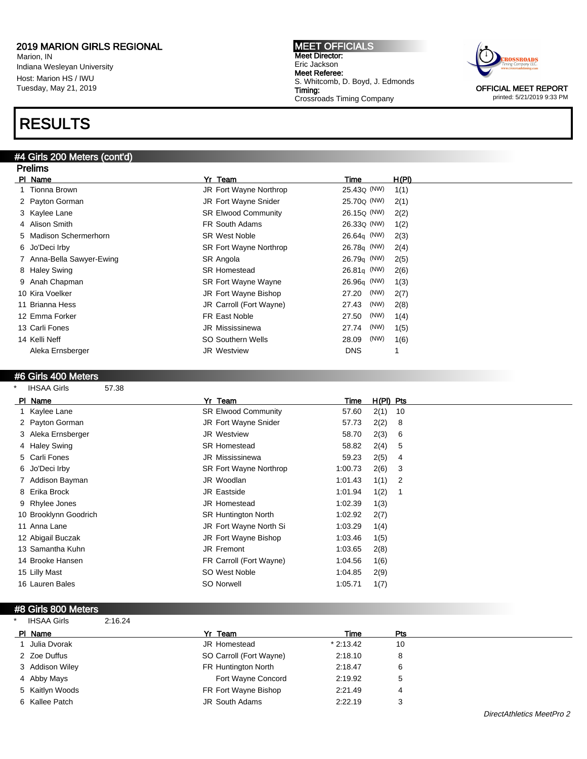**2019 MARION GIRLS REGIONAL**
Marion, IN
Indiana Wesleyan University
Host: Marion HS / IWU
Tuesday, May 21, 2019

**MEET OFFICIALS**
**Meet Director:**
Eric Jackson
**Meet Referee:**
S. Whitcomb, D. Boyd, J. Edmonds
**Timing:**
Crossroads Timing Company

OFFICIAL MEET REPORT
printed: 5/21/2019 9:33 PM

# RESULTS

## #4 Girls 200 Meters (cont'd)

### Prelims

| Pl | Name | Yr | Team | Time | | H(Pl) |
|---|---|---|---|---|---|---|
| 1 | Tionna Brown | JR | Fort Wayne Northrop | 25.43Q | (NW) | 1(1) |
| 2 | Payton Gorman | JR | Fort Wayne Snider | 25.70Q | (NW) | 2(1) |
| 3 | Kaylee Lane | SR | Elwood Community | 26.15Q | (NW) | 2(2) |
| 4 | Alison Smith | FR | South Adams | 26.33Q | (NW) | 1(2) |
| 5 | Madison Schermerhorn | SR | West Noble | 26.64q | (NW) | 2(3) |
| 6 | Jo'Deci Irby | SR | Fort Wayne Northrop | 26.78q | (NW) | 2(4) |
| 7 | Anna-Bella Sawyer-Ewing | SR | Angola | 26.79q | (NW) | 2(5) |
| 8 | Haley Swing | SR | Homestead | 26.81q | (NW) | 2(6) |
| 9 | Anah Chapman | SR | Fort Wayne Wayne | 26.96q | (NW) | 1(3) |
| 10 | Kira Voelker | JR | Fort Wayne Bishop | 27.20 | (NW) | 2(7) |
| 11 | Brianna Hess | JR | Carroll (Fort Wayne) | 27.43 | (NW) | 2(8) |
| 12 | Emma Forker | FR | East Noble | 27.50 | (NW) | 1(4) |
| 13 | Carli Fones | JR | Mississinewa | 27.74 | (NW) | 1(5) |
| 14 | Kelli Neff | SO | Southern Wells | 28.09 | (NW) | 1(6) |
| | Aleka Ernsberger | JR | Westview | DNS | | 1 |

## #6 Girls 400 Meters

\* IHSAA Girls 57.38

| Pl | Name | Yr | Team | Time | H(Pl) | Pts |
|---|---|---|---|---|---|---|
| 1 | Kaylee Lane | SR | Elwood Community | 57.60 | 2(1) | 10 |
| 2 | Payton Gorman | JR | Fort Wayne Snider | 57.73 | 2(2) | 8 |
| 3 | Aleka Ernsberger | JR | Westview | 58.70 | 2(3) | 6 |
| 4 | Haley Swing | SR | Homestead | 58.82 | 2(4) | 5 |
| 5 | Carli Fones | JR | Mississinewa | 59.23 | 2(5) | 4 |
| 6 | Jo'Deci Irby | SR | Fort Wayne Northrop | 1:00.73 | 2(6) | 3 |
| 7 | Addison Bayman | JR | Woodlan | 1:01.43 | 1(1) | 2 |
| 8 | Erika Brock | JR | Eastside | 1:01.94 | 1(2) | 1 |
| 9 | Rhylee Jones | JR | Homestead | 1:02.39 | 1(3) | |
| 10 | Brooklynn Goodrich | SR | Huntington North | 1:02.92 | 2(7) | |
| 11 | Anna Lane | JR | Fort Wayne North Si | 1:03.29 | 1(4) | |
| 12 | Abigail Buczak | JR | Fort Wayne Bishop | 1:03.46 | 1(5) | |
| 13 | Samantha Kuhn | JR | Fremont | 1:03.65 | 2(8) | |
| 14 | Brooke Hansen | FR | Carroll (Fort Wayne) | 1:04.56 | 1(6) | |
| 15 | Lilly Mast | SO | West Noble | 1:04.85 | 2(9) | |
| 16 | Lauren Bales | SO | Norwell | 1:05.71 | 1(7) | |

## #8 Girls 800 Meters

\* IHSAA Girls 2:16.24

| Pl | Name | Yr | Team | Time | Pts |
|---|---|---|---|---|---|
| 1 | Julia Dvorak | JR | Homestead | * 2:13.42 | 10 |
| 2 | Zoe Duffus | SO | Carroll (Fort Wayne) | 2:18.10 | 8 |
| 3 | Addison Wiley | FR | Huntington North | 2:18.47 | 6 |
| 4 | Abby Mays | | Fort Wayne Concord | 2:19.92 | 5 |
| 5 | Kaitlyn Woods | FR | Fort Wayne Bishop | 2:21.49 | 4 |
| 6 | Kallee Patch | JR | South Adams | 2:22.19 | 3 |

*DirectAthletics MeetPro 2*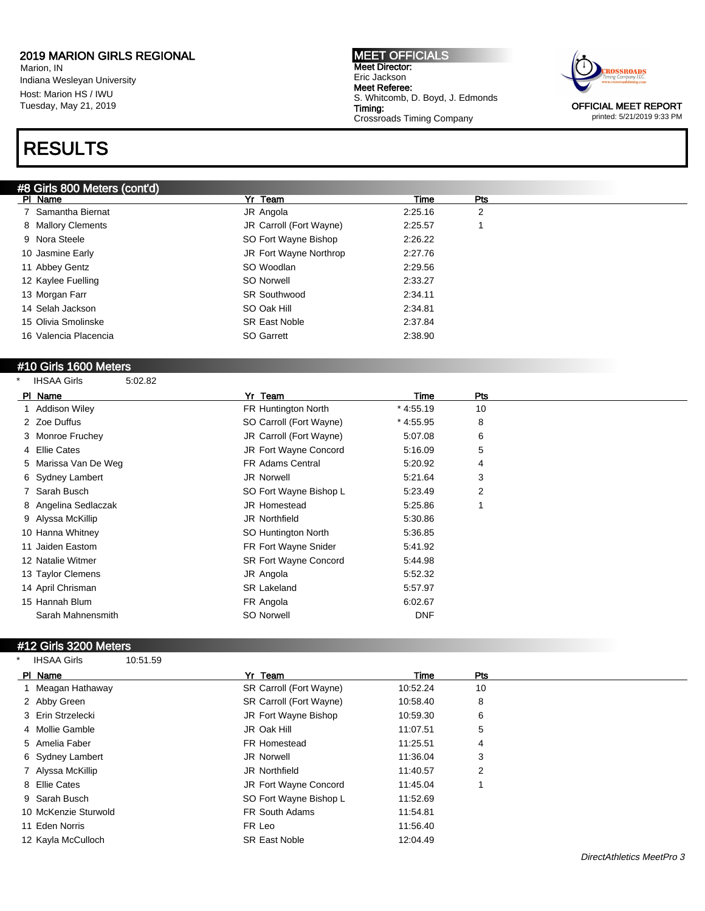## 2019 MARION GIRLS REGIONAL

Marion, IN
Indiana Wesleyan University
Host: Marion HS / IWU
Tuesday, May 21, 2019

**MEET OFFICIALS**
**Meet Director:**
Eric Jackson
**Meet Referee:**
S. Whitcomb, D. Boyd, J. Edmonds
**Timing:**
Crossroads Timing Company

OFFICIAL MEET REPORT
printed: 5/21/2019 9:33 PM

# RESULTS

### #8 Girls 800 Meters (cont'd)

| Pl | Name | Yr | Team | Time | Pts |
|---|---|---|---|---|---|
| 7 | Samantha Biernat | JR | Angola | 2:25.16 | 2 |
| 8 | Mallory Clements | JR | Carroll (Fort Wayne) | 2:25.57 | 1 |
| 9 | Nora Steele | SO | Fort Wayne Bishop | 2:26.22 | |
| 10 | Jasmine Early | JR | Fort Wayne Northrop | 2:27.76 | |
| 11 | Abbey Gentz | SO | Woodlan | 2:29.56 | |
| 12 | Kaylee Fuelling | SO | Norwell | 2:33.27 | |
| 13 | Morgan Farr | SR | Southwood | 2:34.11 | |
| 14 | Selah Jackson | SO | Oak Hill | 2:34.81 | |
| 15 | Olivia Smolinske | SR | East Noble | 2:37.84 | |
| 16 | Valencia Placencia | SO | Garrett | 2:38.90 | |

### #10 Girls 1600 Meters

\* IHSAA Girls 5:02.82

| Pl | Name | Yr | Team | Time | Pts |
|---|---|---|---|---|---|
| 1 | Addison Wiley | FR | Huntington North | * 4:55.19 | 10 |
| 2 | Zoe Duffus | SO | Carroll (Fort Wayne) | * 4:55.95 | 8 |
| 3 | Monroe Fruchey | JR | Carroll (Fort Wayne) | 5:07.08 | 6 |
| 4 | Ellie Cates | JR | Fort Wayne Concord | 5:16.09 | 5 |
| 5 | Marissa Van De Weg | FR | Adams Central | 5:20.92 | 4 |
| 6 | Sydney Lambert | JR | Norwell | 5:21.64 | 3 |
| 7 | Sarah Busch | SO | Fort Wayne Bishop L | 5:23.49 | 2 |
| 8 | Angelina Sedlaczak | JR | Homestead | 5:25.86 | 1 |
| 9 | Alyssa McKillip | JR | Northfield | 5:30.86 | |
| 10 | Hanna Whitney | SO | Huntington North | 5:36.85 | |
| 11 | Jaiden Eastom | FR | Fort Wayne Snider | 5:41.92 | |
| 12 | Natalie Witmer | SR | Fort Wayne Concord | 5:44.98 | |
| 13 | Taylor Clemens | JR | Angola | 5:52.32 | |
| 14 | April Chrisman | SR | Lakeland | 5:57.97 | |
| 15 | Hannah Blum | FR | Angola | 6:02.67 | |
| | Sarah Mahnensmith | SO | Norwell | DNF | |

### #12 Girls 3200 Meters

\* IHSAA Girls 10:51.59

| Pl | Name | Yr | Team | Time | Pts |
|---|---|---|---|---|---|
| 1 | Meagan Hathaway | SR | Carroll (Fort Wayne) | 10:52.24 | 10 |
| 2 | Abby Green | SR | Carroll (Fort Wayne) | 10:58.40 | 8 |
| 3 | Erin Strzelecki | JR | Fort Wayne Bishop | 10:59.30 | 6 |
| 4 | Mollie Gamble | JR | Oak Hill | 11:07.51 | 5 |
| 5 | Amelia Faber | FR | Homestead | 11:25.51 | 4 |
| 6 | Sydney Lambert | JR | Norwell | 11:36.04 | 3 |
| 7 | Alyssa McKillip | JR | Northfield | 11:40.57 | 2 |
| 8 | Ellie Cates | JR | Fort Wayne Concord | 11:45.04 | 1 |
| 9 | Sarah Busch | SO | Fort Wayne Bishop L | 11:52.69 | |
| 10 | McKenzie Sturwold | FR | South Adams | 11:54.81 | |
| 11 | Eden Norris | FR | Leo | 11:56.40 | |
| 12 | Kayla McCulloch | SR | East Noble | 12:04.49 | |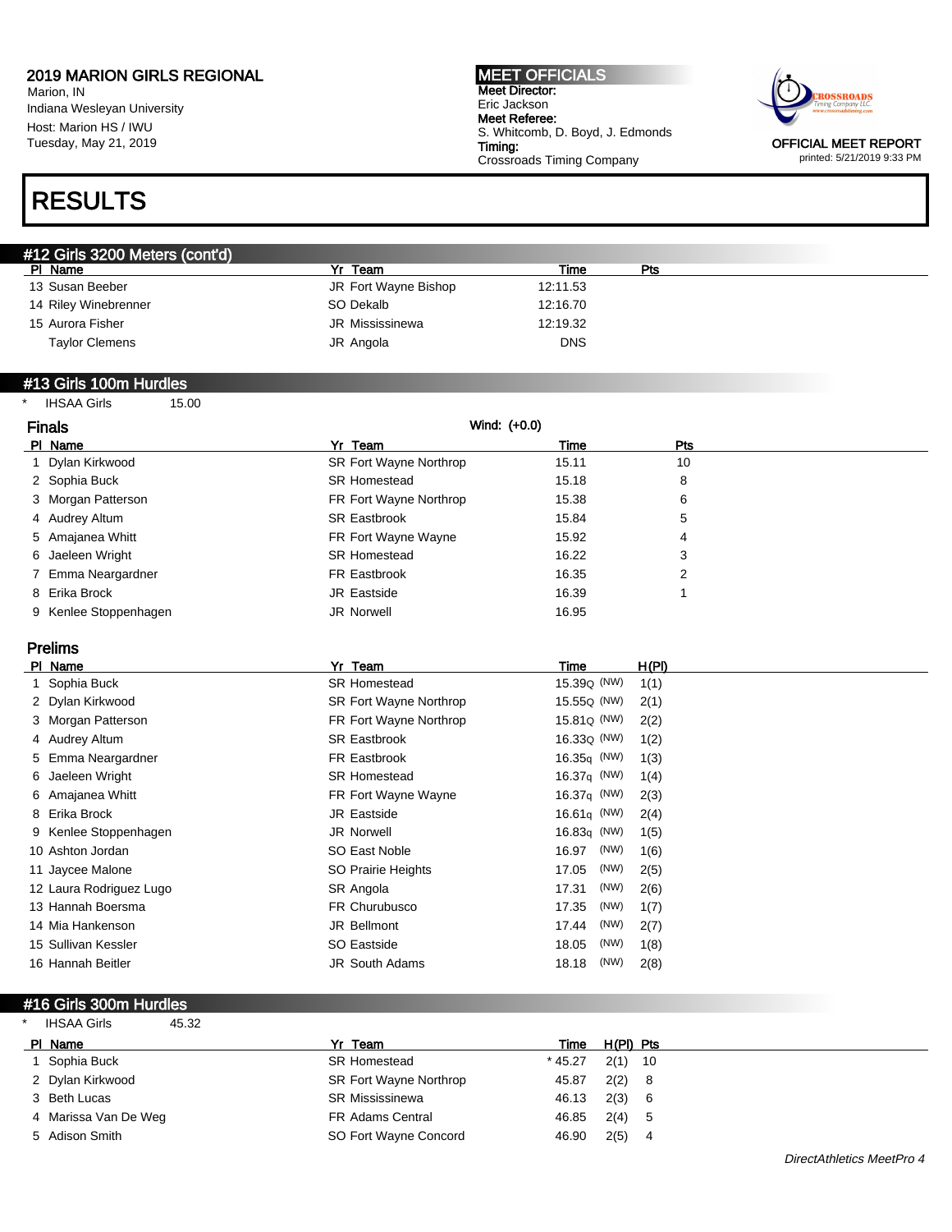**2019 MARION GIRLS REGIONAL**
Marion, IN
Indiana Wesleyan University
Host: Marion HS / IWU
Tuesday, May 21, 2019

**MEET OFFICIALS**
**Meet Director:**
Eric Jackson
**Meet Referee:**
S. Whitcomb, D. Boyd, J. Edmonds
**Timing:**
Crossroads Timing Company

OFFICIAL MEET REPORT
printed: 5/21/2019 9:33 PM

# RESULTS

## #12 Girls 3200 Meters (cont'd)

| Pl | Name | Yr | Team | Time | Pts |
|---|---|---|---|---|---|
| 13 | Susan Beeber | JR | Fort Wayne Bishop | 12:11.53 | |
| 14 | Riley Winebrenner | SO | Dekalb | 12:16.70 | |
| 15 | Aurora Fisher | JR | Mississinewa | 12:19.32 | |
| | Taylor Clemens | JR | Angola | DNS | |

## #13 Girls 100m Hurdles

* IHSAA Girls 15.00

### Finals

Wind: (+0.0)

| Pl | Name | Yr | Team | Time | Pts |
|---|---|---|---|---|---|
| 1 | Dylan Kirkwood | SR | Fort Wayne Northrop | 15.11 | 10 |
| 2 | Sophia Buck | SR | Homestead | 15.18 | 8 |
| 3 | Morgan Patterson | FR | Fort Wayne Northrop | 15.38 | 6 |
| 4 | Audrey Altum | SR | Eastbrook | 15.84 | 5 |
| 5 | Amajanea Whitt | FR | Fort Wayne Wayne | 15.92 | 4 |
| 6 | Jaeleen Wright | SR | Homestead | 16.22 | 3 |
| 7 | Emma Neargardner | FR | Eastbrook | 16.35 | 2 |
| 8 | Erika Brock | JR | Eastside | 16.39 | 1 |
| 9 | Kenlee Stoppenhagen | JR | Norwell | 16.95 | |

### Prelims

| Pl | Name | Yr | Team | Time | H(Pl) |
|---|---|---|---|---|---|
| 1 | Sophia Buck | SR | Homestead | 15.39Q (NW) | 1(1) |
| 2 | Dylan Kirkwood | SR | Fort Wayne Northrop | 15.55Q (NW) | 2(1) |
| 3 | Morgan Patterson | FR | Fort Wayne Northrop | 15.81Q (NW) | 2(2) |
| 4 | Audrey Altum | SR | Eastbrook | 16.33Q (NW) | 1(2) |
| 5 | Emma Neargardner | FR | Eastbrook | 16.35q (NW) | 1(3) |
| 6 | Jaeleen Wright | SR | Homestead | 16.37q (NW) | 1(4) |
| 6 | Amajanea Whitt | FR | Fort Wayne Wayne | 16.37q (NW) | 2(3) |
| 8 | Erika Brock | JR | Eastside | 16.61q (NW) | 2(4) |
| 9 | Kenlee Stoppenhagen | JR | Norwell | 16.83q (NW) | 1(5) |
| 10 | Ashton Jordan | SO | East Noble | 16.97 (NW) | 1(6) |
| 11 | Jaycee Malone | SO | Prairie Heights | 17.05 (NW) | 2(5) |
| 12 | Laura Rodriguez Lugo | SR | Angola | 17.31 (NW) | 2(6) |
| 13 | Hannah Boersma | FR | Churubusco | 17.35 (NW) | 1(7) |
| 14 | Mia Hankenson | JR | Bellmont | 17.44 (NW) | 2(7) |
| 15 | Sullivan Kessler | SO | Eastside | 18.05 (NW) | 1(8) |
| 16 | Hannah Beitler | JR | South Adams | 18.18 (NW) | 2(8) |

## #16 Girls 300m Hurdles

* IHSAA Girls 45.32

| Pl | Name | Yr | Team | Time | H(Pl) | Pts |
|---|---|---|---|---|---|---|
| 1 | Sophia Buck | SR | Homestead | * 45.27 | 2(1) | 10 |
| 2 | Dylan Kirkwood | SR | Fort Wayne Northrop | 45.87 | 2(2) | 8 |
| 3 | Beth Lucas | SR | Mississinewa | 46.13 | 2(3) | 6 |
| 4 | Marissa Van De Weg | FR | Adams Central | 46.85 | 2(4) | 5 |
| 5 | Adison Smith | SO | Fort Wayne Concord | 46.90 | 2(5) | 4 |

*DirectAthletics MeetPro 4*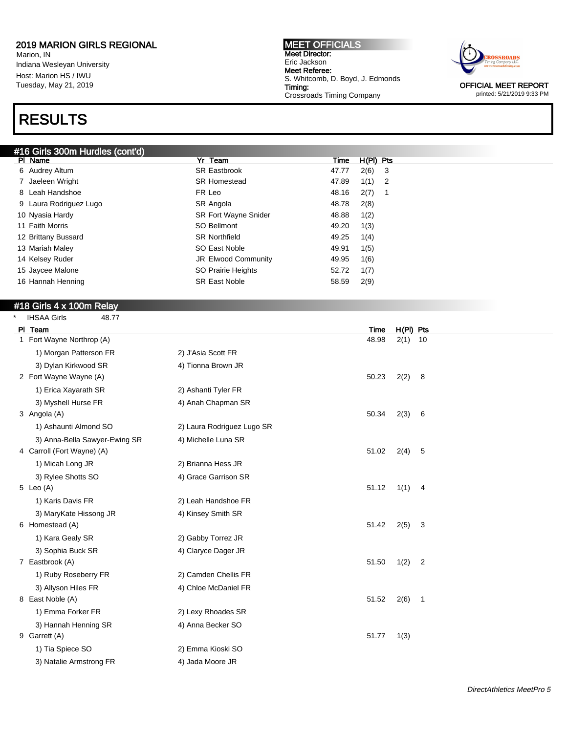# 2019 MARION GIRLS REGIONAL

Marion, IN
Indiana Wesleyan University
Host: Marion HS / IWU
Tuesday, May 21, 2019

**MEET OFFICIALS**
**Meet Director:**
Eric Jackson
**Meet Referee:**
S. Whitcomb, D. Boyd, J. Edmonds
**Timing:**
Crossroads Timing Company

OFFICIAL MEET REPORT
printed: 5/21/2019 9:33 PM

# RESULTS

## #16 Girls 300m Hurdles (cont'd)

| Pl | Name | Yr | Team | Time | H(Pl) | Pts |
|---|---|---|---|---|---|---|
| 6 | Audrey Altum | SR | Eastbrook | 47.77 | 2(6) | 3 |
| 7 | Jaeleen Wright | SR | Homestead | 47.89 | 1(1) | 2 |
| 8 | Leah Handshoe | FR | Leo | 48.16 | 2(7) | 1 |
| 9 | Laura Rodriguez Lugo | SR | Angola | 48.78 | 2(8) | |
| 10 | Nyasia Hardy | SR | Fort Wayne Snider | 48.88 | 1(2) | |
| 11 | Faith Morris | SO | Bellmont | 49.20 | 1(3) | |
| 12 | Brittany Bussard | SR | Northfield | 49.25 | 1(4) | |
| 13 | Mariah Maley | SO | East Noble | 49.91 | 1(5) | |
| 14 | Kelsey Ruder | JR | Elwood Community | 49.95 | 1(6) | |
| 15 | Jaycee Malone | SO | Prairie Heights | 52.72 | 1(7) | |
| 16 | Hannah Henning | SR | East Noble | 58.59 | 2(9) | |

## #18 Girls 4 x 100m Relay

\* IHSAA Girls 48.77

| Pl | Team | | | Time | H(Pl) | Pts |
|---|---|---|---|---|---|---|
| 1 | Fort Wayne Northrop (A) | | | 48.98 | 2(1) | 10 |
| | 1) Morgan Patterson FR | 2) J'Asia Scott FR | | | | |
| | 3) Dylan Kirkwood SR | 4) Tionna Brown JR | | | | |
| 2 | Fort Wayne Wayne (A) | | | 50.23 | 2(2) | 8 |
| | 1) Erica Xayarath SR | 2) Ashanti Tyler FR | | | | |
| | 3) Myshell Hurse FR | 4) Anah Chapman SR | | | | |
| 3 | Angola (A) | | | 50.34 | 2(3) | 6 |
| | 1) Ashaunti Almond SO | 2) Laura Rodriguez Lugo SR | | | | |
| | 3) Anna-Bella Sawyer-Ewing SR | 4) Michelle Luna SR | | | | |
| 4 | Carroll (Fort Wayne) (A) | | | 51.02 | 2(4) | 5 |
| | 1) Micah Long JR | 2) Brianna Hess JR | | | | |
| | 3) Rylee Shotts SO | 4) Grace Garrison SR | | | | |
| 5 | Leo (A) | | | 51.12 | 1(1) | 4 |
| | 1) Karis Davis FR | 2) Leah Handshoe FR | | | | |
| | 3) MaryKate Hissong JR | 4) Kinsey Smith SR | | | | |
| 6 | Homestead (A) | | | 51.42 | 2(5) | 3 |
| | 1) Kara Gealy SR | 2) Gabby Torrez JR | | | | |
| | 3) Sophia Buck SR | 4) Claryce Dager JR | | | | |
| 7 | Eastbrook (A) | | | 51.50 | 1(2) | 2 |
| | 1) Ruby Roseberry FR | 2) Camden Chellis FR | | | | |
| | 3) Allyson Hiles FR | 4) Chloe McDaniel FR | | | | |
| 8 | East Noble (A) | | | 51.52 | 2(6) | 1 |
| | 1) Emma Forker FR | 2) Lexy Rhoades SR | | | | |
| | 3) Hannah Henning SR | 4) Anna Becker SO | | | | |
| 9 | Garrett (A) | | | 51.77 | 1(3) | |
| | 1) Tia Spiece SO | 2) Emma Kioski SO | | | | |
| | 3) Natalie Armstrong FR | 4) Jada Moore JR | | | | |

*DirectAthletics MeetPro 5*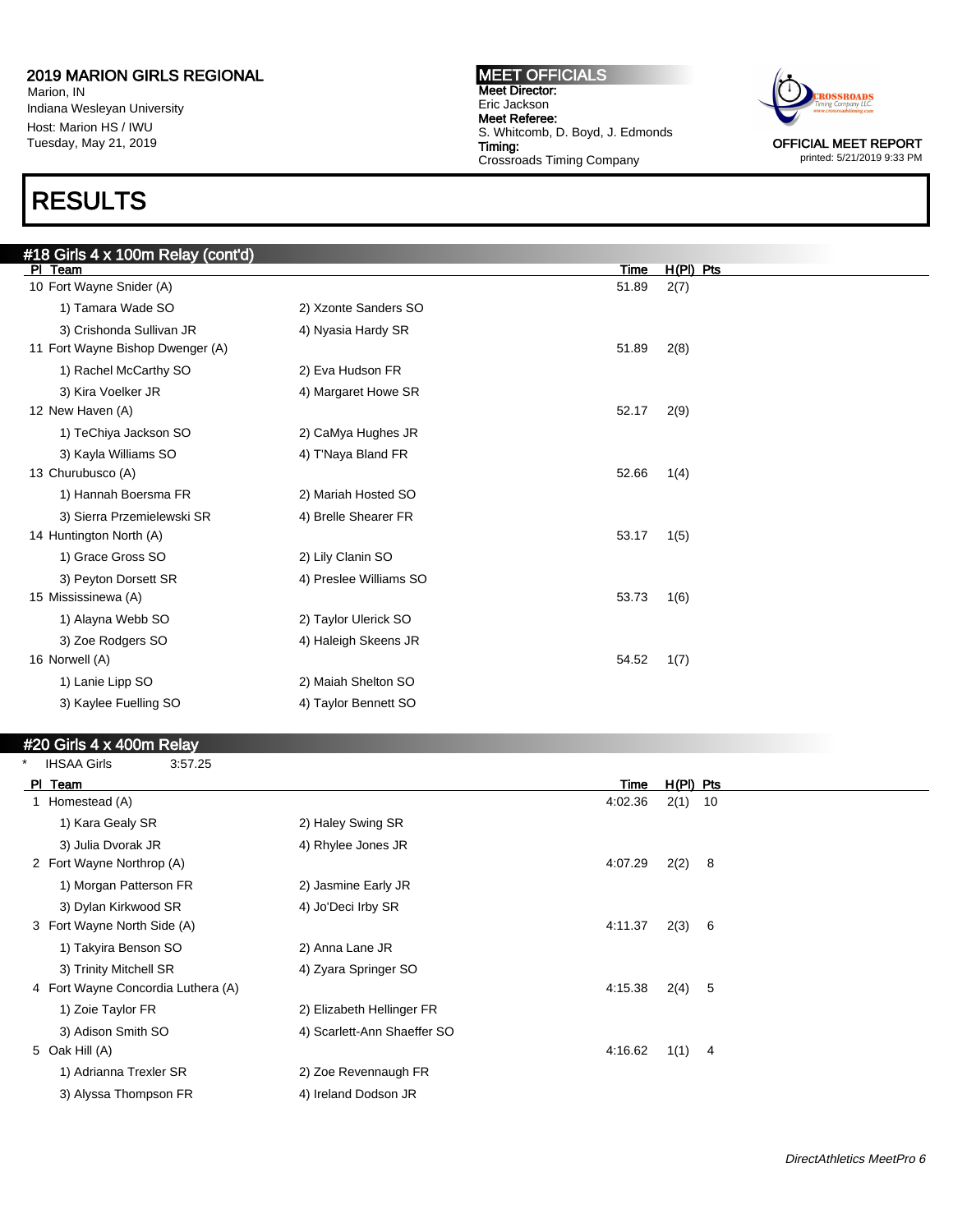## 2019 MARION GIRLS REGIONAL

Marion, IN
Indiana Wesleyan University
Host: Marion HS / IWU
Tuesday, May 21, 2019

**MEET OFFICIALS**
**Meet Director:**
Eric Jackson
**Meet Referee:**
S. Whitcomb, D. Boyd, J. Edmonds
**Timing:**
Crossroads Timing Company

OFFICIAL MEET REPORT
printed: 5/21/2019 9:33 PM

# RESULTS

### #18 Girls 4 x 100m Relay (cont'd)

| Pl | Team | | Time | H(Pl) | Pts |
|---|---|---|---|---|---|
| 10 | Fort Wayne Snider (A) | | 51.89 | 2(7) | |
| | 1) Tamara Wade SO | 2) Xzonte Sanders SO | | | |
| | 3) Crishonda Sullivan JR | 4) Nyasia Hardy SR | | | |
| 11 | Fort Wayne Bishop Dwenger (A) | | 51.89 | 2(8) | |
| | 1) Rachel McCarthy SO | 2) Eva Hudson FR | | | |
| | 3) Kira Voelker JR | 4) Margaret Howe SR | | | |
| 12 | New Haven (A) | | 52.17 | 2(9) | |
| | 1) TeChiya Jackson SO | 2) CaMya Hughes JR | | | |
| | 3) Kayla Williams SO | 4) T'Naya Bland FR | | | |
| 13 | Churubusco (A) | | 52.66 | 1(4) | |
| | 1) Hannah Boersma FR | 2) Mariah Hosted SO | | | |
| | 3) Sierra Przemielewski SR | 4) Brelle Shearer FR | | | |
| 14 | Huntington North (A) | | 53.17 | 1(5) | |
| | 1) Grace Gross SO | 2) Lily Clanin SO | | | |
| | 3) Peyton Dorsett SR | 4) Preslee Williams SO | | | |
| 15 | Mississinewa (A) | | 53.73 | 1(6) | |
| | 1) Alayna Webb SO | 2) Taylor Ulerick SO | | | |
| | 3) Zoe Rodgers SO | 4) Haleigh Skeens JR | | | |
| 16 | Norwell (A) | | 54.52 | 1(7) | |
| | 1) Lanie Lipp SO | 2) Maiah Shelton SO | | | |
| | 3) Kaylee Fuelling SO | 4) Taylor Bennett SO | | | |

### #20 Girls 4 x 400m Relay

\* IHSAA Girls 3:57.25

| Pl | Team | | Time | H(Pl) | Pts |
|---|---|---|---|---|---|
| 1 | Homestead (A) | | 4:02.36 | 2(1) | 10 |
| | 1) Kara Gealy SR | 2) Haley Swing SR | | | |
| | 3) Julia Dvorak JR | 4) Rhylee Jones JR | | | |
| 2 | Fort Wayne Northrop (A) | | 4:07.29 | 2(2) | 8 |
| | 1) Morgan Patterson FR | 2) Jasmine Early JR | | | |
| | 3) Dylan Kirkwood SR | 4) Jo'Deci Irby SR | | | |
| 3 | Fort Wayne North Side (A) | | 4:11.37 | 2(3) | 6 |
| | 1) Takyira Benson SO | 2) Anna Lane JR | | | |
| | 3) Trinity Mitchell SR | 4) Zyara Springer SO | | | |
| 4 | Fort Wayne Concordia Luthera (A) | | 4:15.38 | 2(4) | 5 |
| | 1) Zoie Taylor FR | 2) Elizabeth Hellinger FR | | | |
| | 3) Adison Smith SO | 4) Scarlett-Ann Shaeffer SO | | | |
| 5 | Oak Hill (A) | | 4:16.62 | 1(1) | 4 |
| | 1) Adrianna Trexler SR | 2) Zoe Revennaugh FR | | | |
| | 3) Alyssa Thompson FR | 4) Ireland Dodson JR | | | |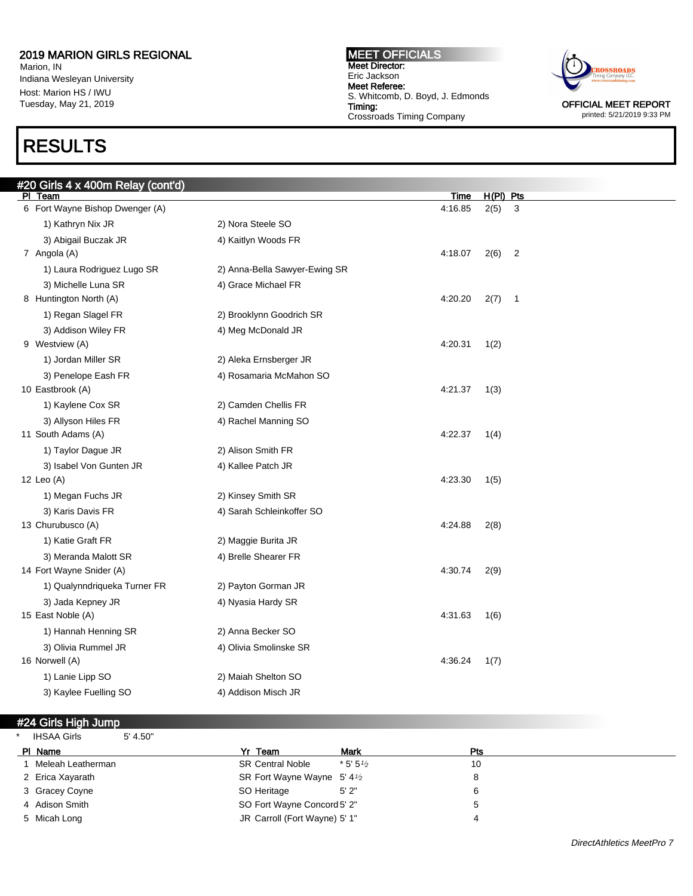## 2019 MARION GIRLS REGIONAL

Marion, IN
Indiana Wesleyan University
Host: Marion HS / IWU
Tuesday, May 21, 2019

**MEET OFFICIALS**
**Meet Director:**
Eric Jackson
**Meet Referee:**
S. Whitcomb, D. Boyd, J. Edmonds
**Timing:**
Crossroads Timing Company

OFFICIAL MEET REPORT
printed: 5/21/2019 9:33 PM

# RESULTS

### #20 Girls 4 x 400m Relay (cont'd)

| Pl | Team | | Time | H(Pl) | Pts |
|---|---|---|---|---|---|
| 6 | Fort Wayne Bishop Dwenger (A) | | 4:16.85 | 2(5) | 3 |
| | 1) Kathryn Nix JR | 2) Nora Steele SO | | | |
| | 3) Abigail Buczak JR | 4) Kaitlyn Woods FR | | | |
| 7 | Angola (A) | | 4:18.07 | 2(6) | 2 |
| | 1) Laura Rodriguez Lugo SR | 2) Anna-Bella Sawyer-Ewing SR | | | |
| | 3) Michelle Luna SR | 4) Grace Michael FR | | | |
| 8 | Huntington North (A) | | 4:20.20 | 2(7) | 1 |
| | 1) Regan Slagel FR | 2) Brooklynn Goodrich SR | | | |
| | 3) Addison Wiley FR | 4) Meg McDonald JR | | | |
| 9 | Westview (A) | | 4:20.31 | 1(2) | |
| | 1) Jordan Miller SR | 2) Aleka Ernsberger JR | | | |
| | 3) Penelope Eash FR | 4) Rosamaria McMahon SO | | | |
| 10 | Eastbrook (A) | | 4:21.37 | 1(3) | |
| | 1) Kaylene Cox SR | 2) Camden Chellis FR | | | |
| | 3) Allyson Hiles FR | 4) Rachel Manning SO | | | |
| 11 | South Adams (A) | | 4:22.37 | 1(4) | |
| | 1) Taylor Dague JR | 2) Alison Smith FR | | | |
| | 3) Isabel Von Gunten JR | 4) Kallee Patch JR | | | |
| 12 | Leo (A) | | 4:23.30 | 1(5) | |
| | 1) Megan Fuchs JR | 2) Kinsey Smith SR | | | |
| | 3) Karis Davis FR | 4) Sarah Schleinkoffer SO | | | |
| 13 | Churubusco (A) | | 4:24.88 | 2(8) | |
| | 1) Katie Graft FR | 2) Maggie Burita JR | | | |
| | 3) Meranda Malott SR | 4) Brelle Shearer FR | | | |
| 14 | Fort Wayne Snider (A) | | 4:30.74 | 2(9) | |
| | 1) Qualynndriqueka Turner FR | 2) Payton Gorman JR | | | |
| | 3) Jada Kepney JR | 4) Nyasia Hardy SR | | | |
| 15 | East Noble (A) | | 4:31.63 | 1(6) | |
| | 1) Hannah Henning SR | 2) Anna Becker SO | | | |
| | 3) Olivia Rummel JR | 4) Olivia Smolinske SR | | | |
| 16 | Norwell (A) | | 4:36.24 | 1(7) | |
| | 1) Lanie Lipp SO | 2) Maiah Shelton SO | | | |
| | 3) Kaylee Fuelling SO | 4) Addison Misch JR | | | |

### #24 Girls High Jump

* IHSAA Girls 5' 4.50"

| Pl | Name | Yr | Team | Mark | Pts |
|---|---|---|---|---|---|
| 1 | Meleah Leatherman | SR | Central Noble | * 5' 5½ | 10 |
| 2 | Erica Xayarath | SR | Fort Wayne Wayne | 5' 4½ | 8 |
| 3 | Gracey Coyne | SO | Heritage | 5' 2" | 6 |
| 4 | Adison Smith | SO | Fort Wayne Concord | 5' 2" | 5 |
| 5 | Micah Long | JR | Carroll (Fort Wayne) | 5' 1" | 4 |

*DirectAthletics MeetPro 7*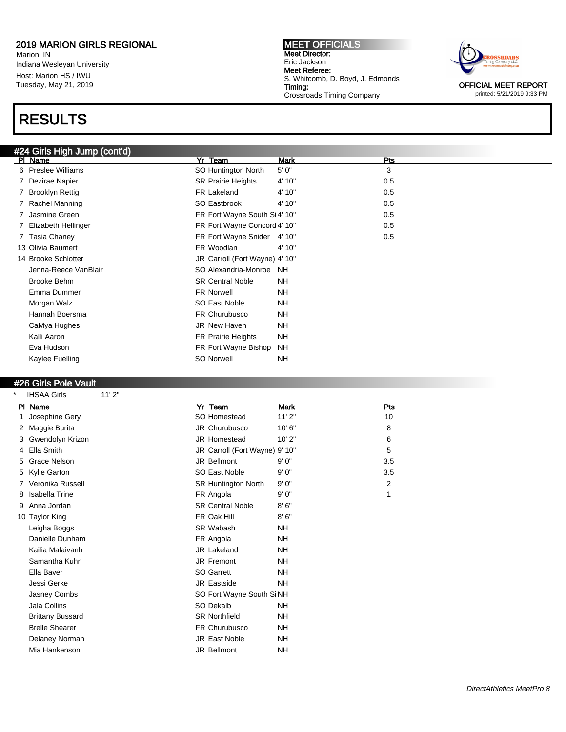# 2019 MARION GIRLS REGIONAL

Marion, IN
Indiana Wesleyan University
Host: Marion HS / IWU
Tuesday, May 21, 2019

**MEET OFFICIALS**
**Meet Director:**
Eric Jackson
**Meet Referee:**
S. Whitcomb, D. Boyd, J. Edmonds
**Timing:**
Crossroads Timing Company

OFFICIAL MEET REPORT
printed: 5/21/2019 9:33 PM

# RESULTS

## #24 Girls High Jump (cont'd)

| Pl | Name | Yr | Team | Mark | Pts |
|---|---|---|---|---|---|
| 6 | Preslee Williams | SO | Huntington North | 5' 0" | 3 |
| 7 | Dezirae Napier | SR | Prairie Heights | 4' 10" | 0.5 |
| 7 | Brooklyn Rettig | FR | Lakeland | 4' 10" | 0.5 |
| 7 | Rachel Manning | SO | Eastbrook | 4' 10" | 0.5 |
| 7 | Jasmine Green | FR | Fort Wayne South Si | 4' 10" | 0.5 |
| 7 | Elizabeth Hellinger | FR | Fort Wayne Concord | 4' 10" | 0.5 |
| 7 | Tasia Chaney | FR | Fort Wayne Snider | 4' 10" | 0.5 |
| 13 | Olivia Baumert | FR | Woodlan | 4' 10" | |
| 14 | Brooke Schlotter | JR | Carroll (Fort Wayne) | 4' 10" | |
| | Jenna-Reece VanBlair | SO | Alexandria-Monroe | NH | |
| | Brooke Behm | SR | Central Noble | NH | |
| | Emma Dummer | FR | Norwell | NH | |
| | Morgan Walz | SO | East Noble | NH | |
| | Hannah Boersma | FR | Churubusco | NH | |
| | CaMya Hughes | JR | New Haven | NH | |
| | Kalli Aaron | FR | Prairie Heights | NH | |
| | Eva Hudson | FR | Fort Wayne Bishop | NH | |
| | Kaylee Fuelling | SO | Norwell | NH | |

## #26 Girls Pole Vault

\* IHSAA Girls 11' 2"

| Pl | Name | Yr | Team | Mark | Pts |
|---|---|---|---|---|---|
| 1 | Josephine Gery | SO | Homestead | 11' 2" | 10 |
| 2 | Maggie Burita | JR | Churubusco | 10' 6" | 8 |
| 3 | Gwendolyn Krizon | JR | Homestead | 10' 2" | 6 |
| 4 | Ella Smith | JR | Carroll (Fort Wayne) | 9' 10" | 5 |
| 5 | Grace Nelson | JR | Bellmont | 9' 0" | 3.5 |
| 5 | Kylie Garton | SO | East Noble | 9' 0" | 3.5 |
| 7 | Veronika Russell | SR | Huntington North | 9' 0" | 2 |
| 8 | Isabella Trine | FR | Angola | 9' 0" | 1 |
| 9 | Anna Jordan | SR | Central Noble | 8' 6" | |
| 10 | Taylor King | FR | Oak Hill | 8' 6" | |
| | Leigha Boggs | SR | Wabash | NH | |
| | Danielle Dunham | FR | Angola | NH | |
| | Kailia Malaivanh | JR | Lakeland | NH | |
| | Samantha Kuhn | JR | Fremont | NH | |
| | Ella Baver | SO | Garrett | NH | |
| | Jessi Gerke | JR | Eastside | NH | |
| | Jasney Combs | SO | Fort Wayne South Si | NH | |
| | Jala Collins | SO | Dekalb | NH | |
| | Brittany Bussard | SR | Northfield | NH | |
| | Brelle Shearer | FR | Churubusco | NH | |
| | Delaney Norman | JR | East Noble | NH | |
| | Mia Hankenson | JR | Bellmont | NH | |

*DirectAthletics MeetPro 8*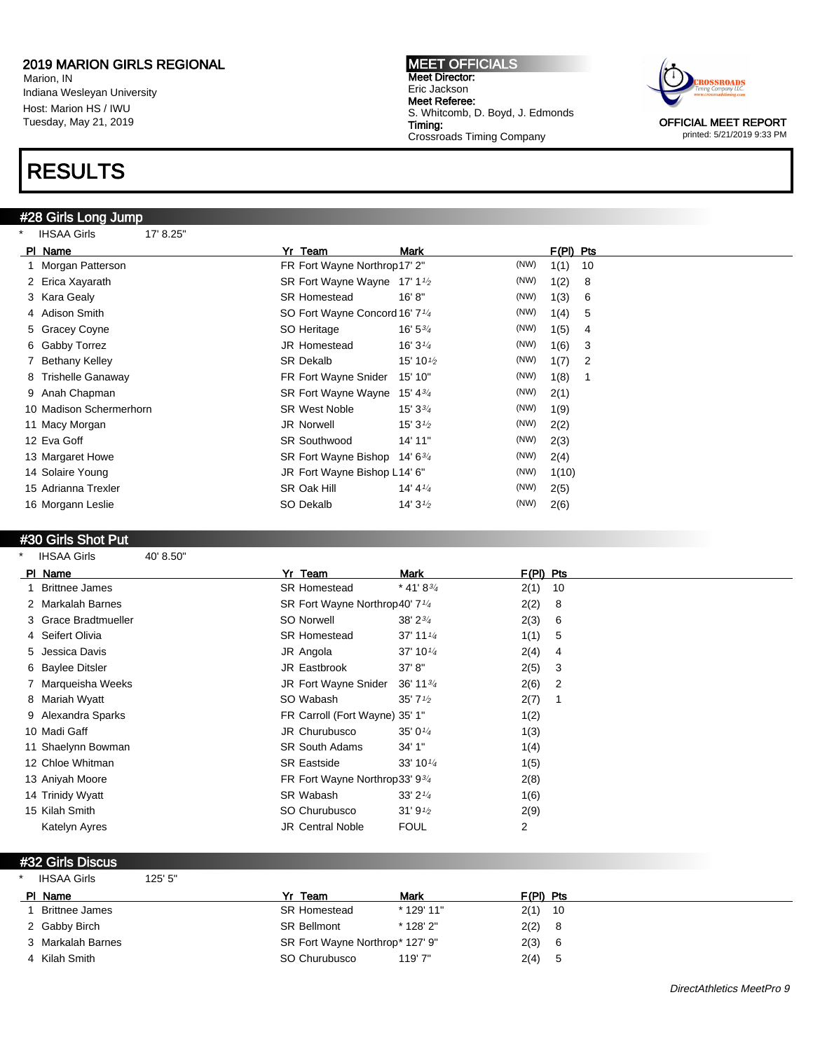2019 MARION GIRLS REGIONAL
Marion, IN
Indiana Wesleyan University
Host: Marion HS / IWU
Tuesday, May 21, 2019

**MEET OFFICIALS**
**Meet Director:**
Eric Jackson
**Meet Referee:**
S. Whitcomb, D. Boyd, J. Edmonds
**Timing:**
Crossroads Timing Company

OFFICIAL MEET REPORT
printed: 5/21/2019 9:33 PM

# RESULTS

## #28 Girls Long Jump

* IHSAA Girls 17' 8.25"

| Pl | Name | Yr | Team | Mark | | F(Pl) | Pts |
|---|---|---|---|---|---|---|---|
| 1 | Morgan Patterson | FR | Fort Wayne Northrop | 17' 2" | (NW) | 1(1) | 10 |
| 2 | Erica Xayarath | SR | Fort Wayne Wayne | 17' 1½ | (NW) | 1(2) | 8 |
| 3 | Kara Gealy | SR | Homestead | 16' 8" | (NW) | 1(3) | 6 |
| 4 | Adison Smith | SO | Fort Wayne Concord | 16' 7¼ | (NW) | 1(4) | 5 |
| 5 | Gracey Coyne | SO | Heritage | 16' 5¾ | (NW) | 1(5) | 4 |
| 6 | Gabby Torrez | JR | Homestead | 16' 3¼ | (NW) | 1(6) | 3 |
| 7 | Bethany Kelley | SR | Dekalb | 15' 10½ | (NW) | 1(7) | 2 |
| 8 | Trishelle Ganaway | FR | Fort Wayne Snider | 15' 10" | (NW) | 1(8) | 1 |
| 9 | Anah Chapman | SR | Fort Wayne Wayne | 15' 4¾ | (NW) | 2(1) | |
| 10 | Madison Schermerhorn | SR | West Noble | 15' 3¾ | (NW) | 1(9) | |
| 11 | Macy Morgan | JR | Norwell | 15' 3½ | (NW) | 2(2) | |
| 12 | Eva Goff | SR | Southwood | 14' 11" | (NW) | 2(3) | |
| 13 | Margaret Howe | SR | Fort Wayne Bishop | 14' 6¾ | (NW) | 2(4) | |
| 14 | Solaire Young | JR | Fort Wayne Bishop L | 14' 6" | (NW) | 1(10) | |
| 15 | Adrianna Trexler | SR | Oak Hill | 14' 4¼ | (NW) | 2(5) | |
| 16 | Morgann Leslie | SO | Dekalb | 14' 3½ | (NW) | 2(6) | |

## #30 Girls Shot Put

* IHSAA Girls 40' 8.50"

| Pl | Name | Yr | Team | Mark | F(Pl) | Pts |
|---|---|---|---|---|---|---|
| 1 | Brittnee James | SR | Homestead | * 41' 8¾ | 2(1) | 10 |
| 2 | Markalah Barnes | SR | Fort Wayne Northrop | 40' 7¼ | 2(2) | 8 |
| 3 | Grace Bradtmueller | SO | Norwell | 38' 2¾ | 2(3) | 6 |
| 4 | Seifert Olivia | SR | Homestead | 37' 11¼ | 1(1) | 5 |
| 5 | Jessica Davis | JR | Angola | 37' 10¼ | 2(4) | 4 |
| 6 | Baylee Ditsler | JR | Eastbrook | 37' 8" | 2(5) | 3 |
| 7 | Marqueisha Weeks | JR | Fort Wayne Snider | 36' 11¾ | 2(6) | 2 |
| 8 | Mariah Wyatt | SO | Wabash | 35' 7½ | 2(7) | 1 |
| 9 | Alexandra Sparks | FR | Carroll (Fort Wayne) | 35' 1" | 1(2) | |
| 10 | Madi Gaff | JR | Churubusco | 35' 0¼ | 1(3) | |
| 11 | Shaelynn Bowman | SR | South Adams | 34' 1" | 1(4) | |
| 12 | Chloe Whitman | SR | Eastside | 33' 10¼ | 1(5) | |
| 13 | Aniyah Moore | FR | Fort Wayne Northrop | 33' 9¾ | 2(8) | |
| 14 | Trinidy Wyatt | SR | Wabash | 33' 2¼ | 1(6) | |
| 15 | Kilah Smith | SO | Churubusco | 31' 9½ | 2(9) | |
| | Katelyn Ayres | JR | Central Noble | FOUL | 2 | |

## #32 Girls Discus

* IHSAA Girls 125' 5"

| Pl | Name | Yr | Team | Mark | F(Pl) | Pts |
|---|---|---|---|---|---|---|
| 1 | Brittnee James | SR | Homestead | * 129' 11" | 2(1) | 10 |
| 2 | Gabby Birch | SR | Bellmont | * 128' 2" | 2(2) | 8 |
| 3 | Markalah Barnes | SR | Fort Wayne Northrop | * 127' 9" | 2(3) | 6 |
| 4 | Kilah Smith | SO | Churubusco | 119' 7" | 2(4) | 5 |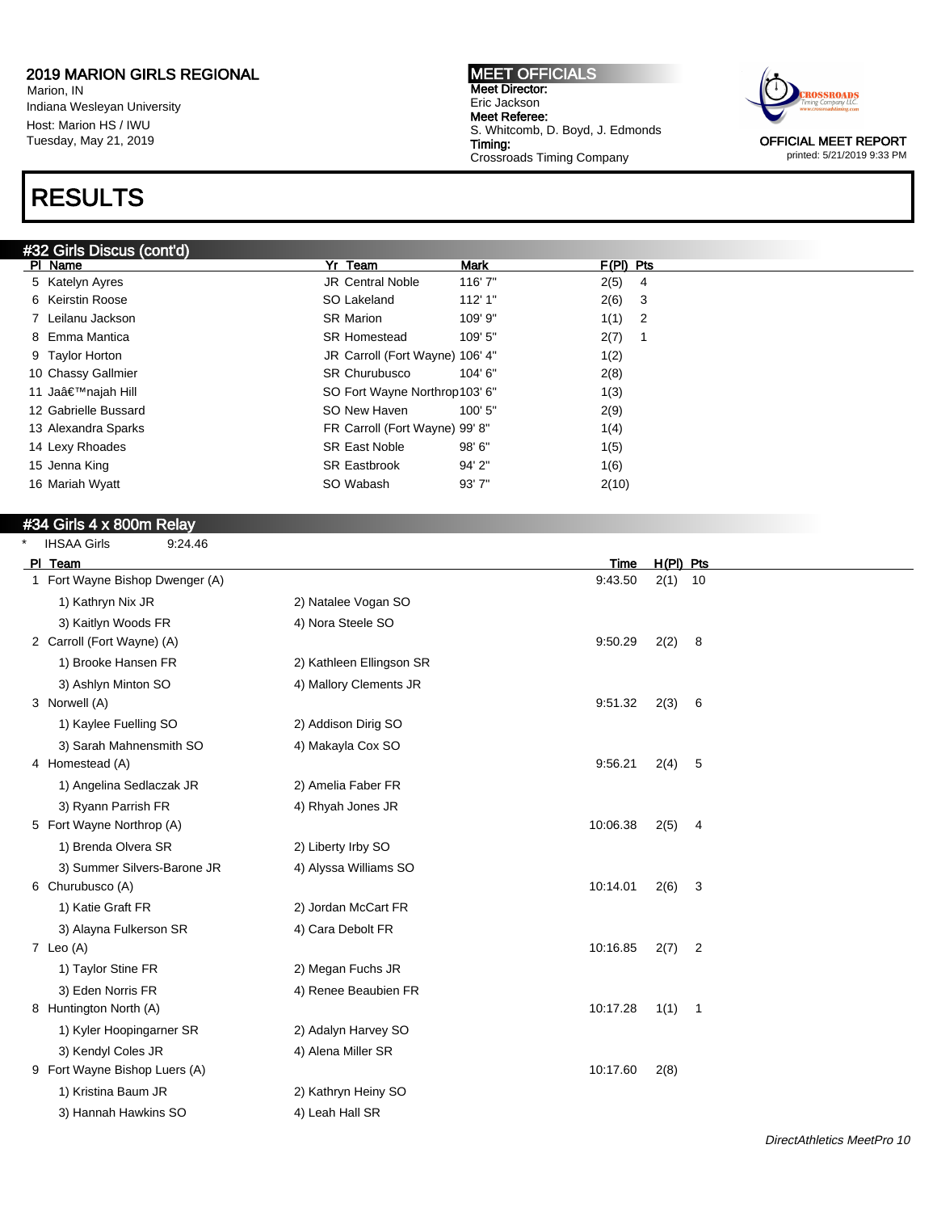# 2019 MARION GIRLS REGIONAL

Marion, IN
Indiana Wesleyan University
Host: Marion HS / IWU
Tuesday, May 21, 2019

**MEET OFFICIALS**
Meet Director:
Eric Jackson
Meet Referee:
S. Whitcomb, D. Boyd, J. Edmonds
Timing:
Crossroads Timing Company

OFFICIAL MEET REPORT
printed: 5/21/2019 9:33 PM

# RESULTS

## #32 Girls Discus (cont'd)

| Pl | Name | Yr | Team | Mark | F(Pl) | Pts |
|---|---|---|---|---|---|---|
| 5 | Katelyn Ayres | JR | Central Noble | 116' 7" | 2(5) | 4 |
| 6 | Keirstin Roose | SO | Lakeland | 112' 1" | 2(6) | 3 |
| 7 | Leilanu Jackson | SR | Marion | 109' 9" | 1(1) | 2 |
| 8 | Emma Mantica | SR | Homestead | 109' 5" | 2(7) | 1 |
| 9 | Taylor Horton | JR | Carroll (Fort Wayne) | 106' 4" | 1(2) | |
| 10 | Chassy Gallmier | SR | Churubusco | 104' 6" | 2(8) | |
| 11 | Jaâ€™najah Hill | SO | Fort Wayne Northrop | 103' 6" | 1(3) | |
| 12 | Gabrielle Bussard | SO | New Haven | 100' 5" | 2(9) | |
| 13 | Alexandra Sparks | FR | Carroll (Fort Wayne) | 99' 8" | 1(4) | |
| 14 | Lexy Rhoades | SR | East Noble | 98' 6" | 1(5) | |
| 15 | Jenna King | SR | Eastbrook | 94' 2" | 1(6) | |
| 16 | Mariah Wyatt | SO | Wabash | 93' 7" | 2(10) | |

## #34 Girls 4 x 800m Relay

* IHSAA Girls 9:24.46

| Pl | Team | Time | H(Pl) | Pts |
|---|---|---|---|---|
| 1 | Fort Wayne Bishop Dwenger (A) | 9:43.50 | 2(1) | 10 |
| | 1) Kathryn Nix JR, 2) Natalee Vogan SO, 3) Kaitlyn Woods FR, 4) Nora Steele SO | | | |
| 2 | Carroll (Fort Wayne) (A) | 9:50.29 | 2(2) | 8 |
| | 1) Brooke Hansen FR, 2) Kathleen Ellingson SR, 3) Ashlyn Minton SO, 4) Mallory Clements JR | | | |
| 3 | Norwell (A) | 9:51.32 | 2(3) | 6 |
| | 1) Kaylee Fuelling SO, 2) Addison Dirig SO, 3) Sarah Mahnensmith SO, 4) Makayla Cox SO | | | |
| 4 | Homestead (A) | 9:56.21 | 2(4) | 5 |
| | 1) Angelina Sedlaczak JR, 2) Amelia Faber FR, 3) Ryann Parrish FR, 4) Rhyah Jones JR | | | |
| 5 | Fort Wayne Northrop (A) | 10:06.38 | 2(5) | 4 |
| | 1) Brenda Olvera SR, 2) Liberty Irby SO, 3) Summer Silvers-Barone JR, 4) Alyssa Williams SO | | | |
| 6 | Churubusco (A) | 10:14.01 | 2(6) | 3 |
| | 1) Katie Graft FR, 2) Jordan McCart FR, 3) Alayna Fulkerson SR, 4) Cara Debolt FR | | | |
| 7 | Leo (A) | 10:16.85 | 2(7) | 2 |
| | 1) Taylor Stine FR, 2) Megan Fuchs JR, 3) Eden Norris FR, 4) Renee Beaubien FR | | | |
| 8 | Huntington North (A) | 10:17.28 | 1(1) | 1 |
| | 1) Kyler Hoopingarner SR, 2) Adalyn Harvey SO, 3) Kendyl Coles JR, 4) Alena Miller SR | | | |
| 9 | Fort Wayne Bishop Luers (A) | 10:17.60 | 2(8) | |
| | 1) Kristina Baum JR, 2) Kathryn Heiny SO, 3) Hannah Hawkins SO, 4) Leah Hall SR | | | |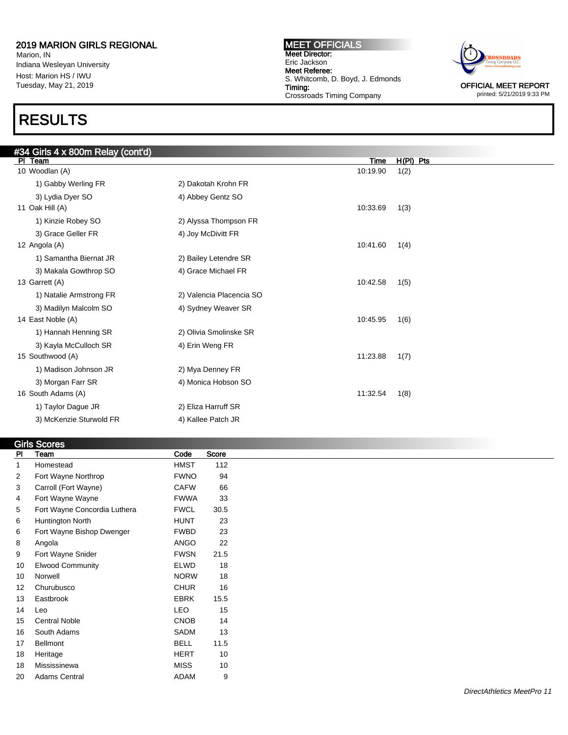## 2019 MARION GIRLS REGIONAL

Marion, IN
Indiana Wesleyan University
Host: Marion HS / IWU
Tuesday, May 21, 2019

**MEET OFFICIALS**
**Meet Director:**
Eric Jackson
**Meet Referee:**
S. Whitcomb, D. Boyd, J. Edmonds
**Timing:**
Crossroads Timing Company

OFFICIAL MEET REPORT
printed: 5/21/2019 9:33 PM

# RESULTS

## #34 Girls 4 x 800m Relay (cont'd)

| Pl | Team | | Time | H(Pl) | Pts |
|---|---|---|---|---|---|
| 10 | Woodlan (A) | | 10:19.90 | 1(2) | |
| | 1) Gabby Werling FR | 2) Dakotah Krohn FR | | | |
| | 3) Lydia Dyer SO | 4) Abbey Gentz SO | | | |
| 11 | Oak Hill (A) | | 10:33.69 | 1(3) | |
| | 1) Kinzie Robey SO | 2) Alyssa Thompson FR | | | |
| | 3) Grace Geller FR | 4) Joy McDivitt FR | | | |
| 12 | Angola (A) | | 10:41.60 | 1(4) | |
| | 1) Samantha Biernat JR | 2) Bailey Letendre SR | | | |
| | 3) Makala Gowthrop SO | 4) Grace Michael FR | | | |
| 13 | Garrett (A) | | 10:42.58 | 1(5) | |
| | 1) Natalie Armstrong FR | 2) Valencia Placencia SO | | | |
| | 3) Madilyn Malcolm SO | 4) Sydney Weaver SR | | | |
| 14 | East Noble (A) | | 10:45.95 | 1(6) | |
| | 1) Hannah Henning SR | 2) Olivia Smolinske SR | | | |
| | 3) Kayla McCulloch SR | 4) Erin Weng FR | | | |
| 15 | Southwood (A) | | 11:23.88 | 1(7) | |
| | 1) Madison Johnson JR | 2) Mya Denney FR | | | |
| | 3) Morgan Farr SR | 4) Monica Hobson SO | | | |
| 16 | South Adams (A) | | 11:32.54 | 1(8) | |
| | 1) Taylor Dague JR | 2) Eliza Harruff SR | | | |
| | 3) McKenzie Sturwold FR | 4) Kallee Patch JR | | | |

## Girls Scores

| Pl | Team | Code | Score |
|---|---|---|---|
| 1 | Homestead | HMST | 112 |
| 2 | Fort Wayne Northrop | FWNO | 94 |
| 3 | Carroll (Fort Wayne) | CAFW | 66 |
| 4 | Fort Wayne Wayne | FWWA | 33 |
| 5 | Fort Wayne Concordia Luthera | FWCL | 30.5 |
| 6 | Huntington North | HUNT | 23 |
| 6 | Fort Wayne Bishop Dwenger | FWBD | 23 |
| 8 | Angola | ANGO | 22 |
| 9 | Fort Wayne Snider | FWSN | 21.5 |
| 10 | Elwood Community | ELWD | 18 |
| 10 | Norwell | NORW | 18 |
| 12 | Churubusco | CHUR | 16 |
| 13 | Eastbrook | EBRK | 15.5 |
| 14 | Leo | LEO | 15 |
| 15 | Central Noble | CNOB | 14 |
| 16 | South Adams | SADM | 13 |
| 17 | Bellmont | BELL | 11.5 |
| 18 | Heritage | HERT | 10 |
| 18 | Mississinewa | MISS | 10 |
| 20 | Adams Central | ADAM | 9 |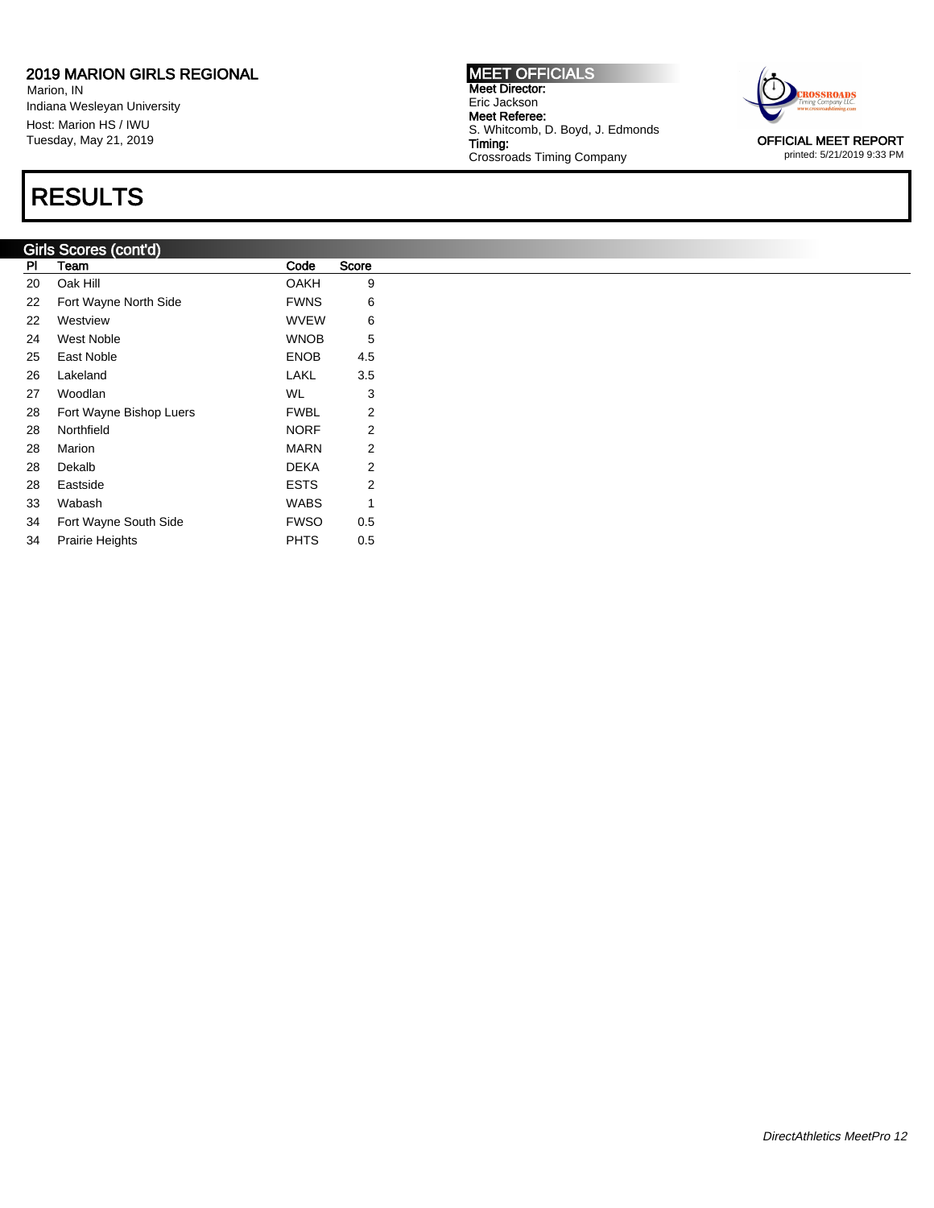**2019 MARION GIRLS REGIONAL**
Marion, IN
Indiana Wesleyan University
Host: Marion HS / IWU
Tuesday, May 21, 2019

**MEET OFFICIALS**
**Meet Director:**
Eric Jackson
**Meet Referee:**
S. Whitcomb, D. Boyd, J. Edmonds
**Timing:**
Crossroads Timing Company

**OFFICIAL MEET REPORT**
printed: 5/21/2019 9:33 PM

# RESULTS

## Girls Scores (cont'd)

| Pl | Team | Code | Score |
|---|---|---|---|
| 20 | Oak Hill | OAKH | 9 |
| 22 | Fort Wayne North Side | FWNS | 6 |
| 22 | Westview | WVEW | 6 |
| 24 | West Noble | WNOB | 5 |
| 25 | East Noble | ENOB | 4.5 |
| 26 | Lakeland | LAKL | 3.5 |
| 27 | Woodlan | WL | 3 |
| 28 | Fort Wayne Bishop Luers | FWBL | 2 |
| 28 | Northfield | NORF | 2 |
| 28 | Marion | MARN | 2 |
| 28 | Dekalb | DEKA | 2 |
| 28 | Eastside | ESTS | 2 |
| 33 | Wabash | WABS | 1 |
| 34 | Fort Wayne South Side | FWSO | 0.5 |
| 34 | Prairie Heights | PHTS | 0.5 |